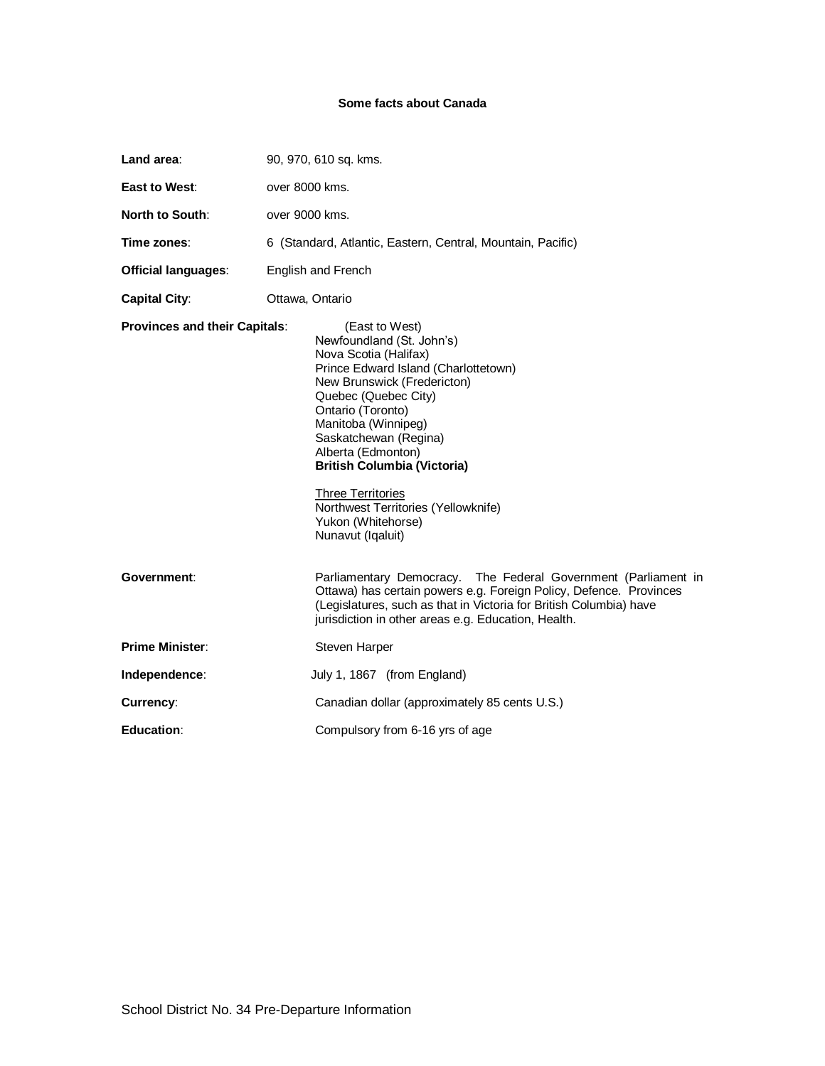# Some facts about Canada

**Land area**: 90, 970, 610 sq. kms.

**East to West**: over 8000 kms.

**North to South**: over 9000 kms.

**Time zones**: 6 (Standard, Atlantic, Eastern, Central, Mountain, Pacific)

**Official languages**: English and French

**Capital City**: Ottawa, Ontario

**Provinces and their Capitals**: (East to West)

Newfoundland (St. John's)
Nova Scotia (Halifax)
Prince Edward Island (Charlottetown)
New Brunswick (Fredericton)
Quebec (Quebec City)
Ontario (Toronto)
Manitoba (Winnipeg)
Saskatchewan (Regina)
Alberta (Edmonton)
**British Columbia (Victoria)**

<u>Three Territories</u>
Northwest Territories (Yellowknife)
Yukon (Whitehorse)
Nunavut (Iqaluit)

**Government**: Parliamentary Democracy. The Federal Government (Parliament in Ottawa) has certain powers e.g. Foreign Policy, Defence. Provinces (Legislatures, such as that in Victoria for British Columbia) have jurisdiction in other areas e.g. Education, Health.

**Prime Minister**: Steven Harper

**Independence**: July 1, 1867 (from England)

**Currency**: Canadian dollar (approximately 85 cents U.S.)

**Education**: Compulsory from 6-16 yrs of age

School District No. 34 Pre-Departure Information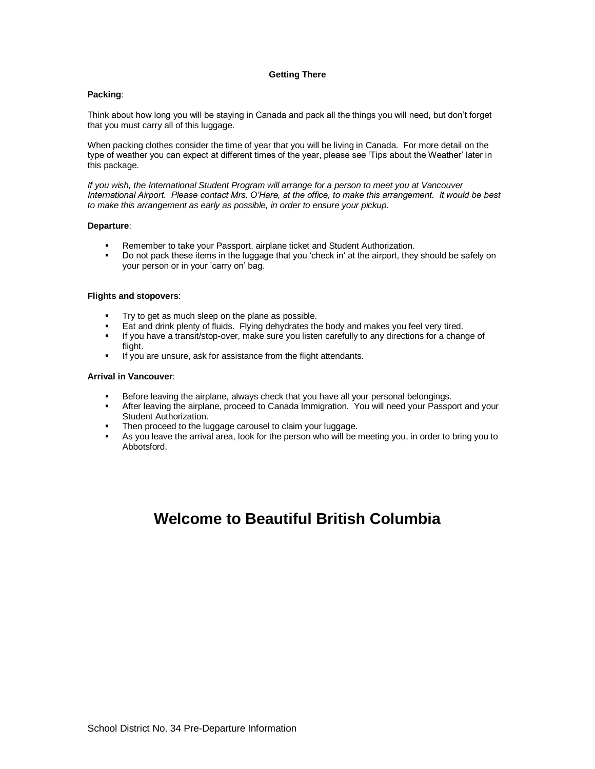## Getting There

**Packing**:

Think about how long you will be staying in Canada and pack all the things you will need, but don't forget that you must carry all of this luggage.

When packing clothes consider the time of year that you will be living in Canada. For more detail on the type of weather you can expect at different times of the year, please see 'Tips about the Weather' later in this package.

*If you wish, the International Student Program will arrange for a person to meet you at Vancouver International Airport. Please contact Mrs. O'Hare, at the office, to make this arrangement. It would be best to make this arrangement as early as possible, in order to ensure your pickup.*

**Departure**:

- Remember to take your Passport, airplane ticket and Student Authorization.
- Do not pack these items in the luggage that you 'check in' at the airport, they should be safely on your person or in your 'carry on' bag.

**Flights and stopovers**:

- Try to get as much sleep on the plane as possible.
- Eat and drink plenty of fluids. Flying dehydrates the body and makes you feel very tired.
- If you have a transit/stop-over, make sure you listen carefully to any directions for a change of flight.
- If you are unsure, ask for assistance from the flight attendants.

**Arrival in Vancouver**:

- Before leaving the airplane, always check that you have all your personal belongings.
- After leaving the airplane, proceed to Canada Immigration. You will need your Passport and your Student Authorization.
- Then proceed to the luggage carousel to claim your luggage.
- As you leave the arrival area, look for the person who will be meeting you, in order to bring you to Abbotsford.

# Welcome to Beautiful British Columbia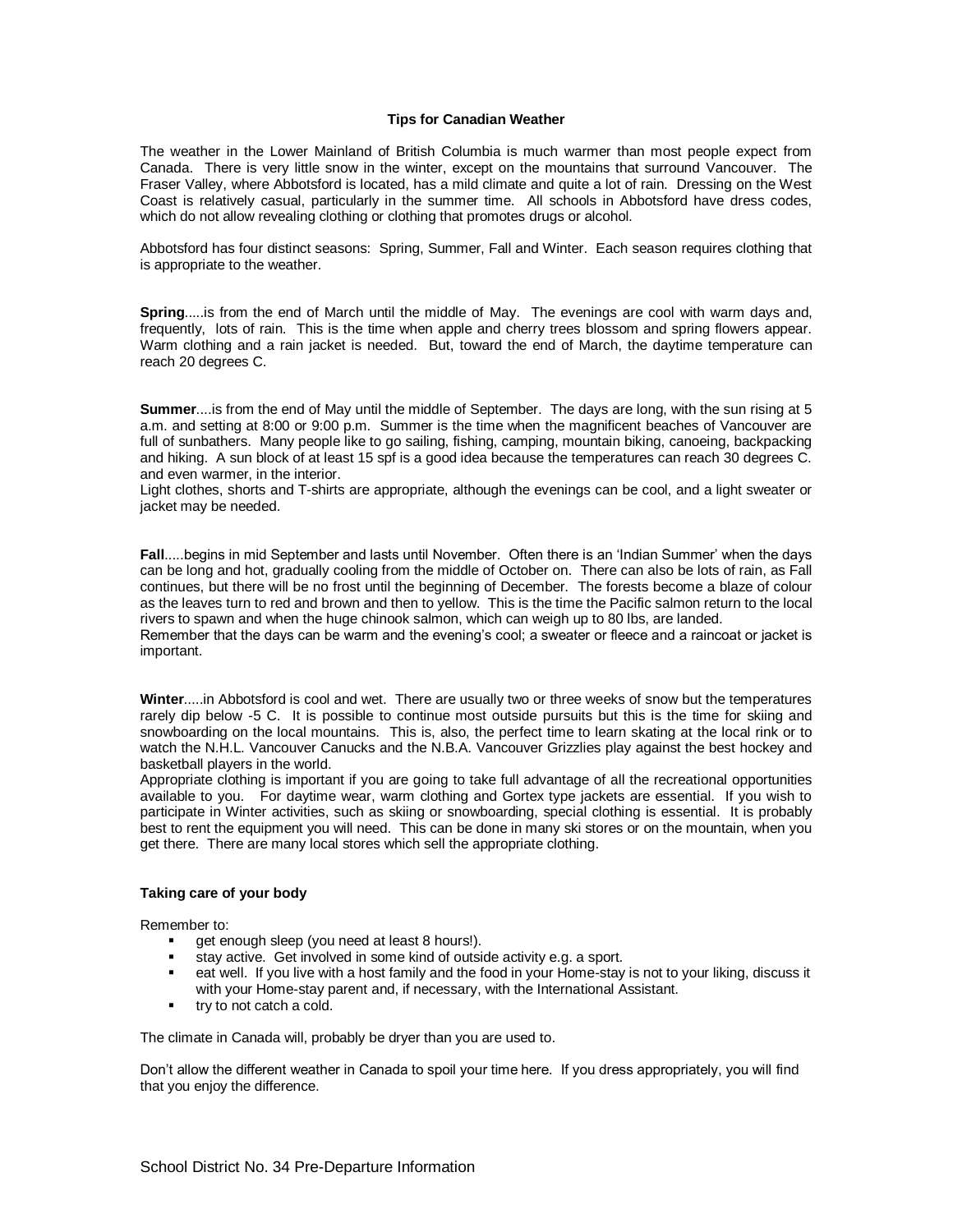### Tips for Canadian Weather

The weather in the Lower Mainland of British Columbia is much warmer than most people expect from Canada. There is very little snow in the winter, except on the mountains that surround Vancouver. The Fraser Valley, where Abbotsford is located, has a mild climate and quite a lot of rain. Dressing on the West Coast is relatively casual, particularly in the summer time. All schools in Abbotsford have dress codes, which do not allow revealing clothing or clothing that promotes drugs or alcohol.

Abbotsford has four distinct seasons: Spring, Summer, Fall and Winter. Each season requires clothing that is appropriate to the weather.

**Spring**.....is from the end of March until the middle of May. The evenings are cool with warm days and, frequently, lots of rain. This is the time when apple and cherry trees blossom and spring flowers appear. Warm clothing and a rain jacket is needed. But, toward the end of March, the daytime temperature can reach 20 degrees C.

**Summer**....is from the end of May until the middle of September. The days are long, with the sun rising at 5 a.m. and setting at 8:00 or 9:00 p.m. Summer is the time when the magnificent beaches of Vancouver are full of sunbathers. Many people like to go sailing, fishing, camping, mountain biking, canoeing, backpacking and hiking. A sun block of at least 15 spf is a good idea because the temperatures can reach 30 degrees C. and even warmer, in the interior.
Light clothes, shorts and T-shirts are appropriate, although the evenings can be cool, and a light sweater or jacket may be needed.

**Fall**.....begins in mid September and lasts until November. Often there is an 'Indian Summer' when the days can be long and hot, gradually cooling from the middle of October on. There can also be lots of rain, as Fall continues, but there will be no frost until the beginning of December. The forests become a blaze of colour as the leaves turn to red and brown and then to yellow. This is the time the Pacific salmon return to the local rivers to spawn and when the huge chinook salmon, which can weigh up to 80 lbs, are landed.
Remember that the days can be warm and the evening's cool; a sweater or fleece and a raincoat or jacket is important.

**Winter**.....in Abbotsford is cool and wet. There are usually two or three weeks of snow but the temperatures rarely dip below -5 C. It is possible to continue most outside pursuits but this is the time for skiing and snowboarding on the local mountains. This is, also, the perfect time to learn skating at the local rink or to watch the N.H.L. Vancouver Canucks and the N.B.A. Vancouver Grizzlies play against the best hockey and basketball players in the world.
Appropriate clothing is important if you are going to take full advantage of all the recreational opportunities available to you. For daytime wear, warm clothing and Gortex type jackets are essential. If you wish to participate in Winter activities, such as skiing or snowboarding, special clothing is essential. It is probably best to rent the equipment you will need. This can be done in many ski stores or on the mountain, when you get there. There are many local stores which sell the appropriate clothing.

#### Taking care of your body

Remember to:

- get enough sleep (you need at least 8 hours!).
- stay active. Get involved in some kind of outside activity e.g. a sport.
- eat well. If you live with a host family and the food in your Home-stay is not to your liking, discuss it with your Home-stay parent and, if necessary, with the International Assistant.
- try to not catch a cold.

The climate in Canada will, probably be dryer than you are used to.

Don't allow the different weather in Canada to spoil your time here. If you dress appropriately, you will find that you enjoy the difference.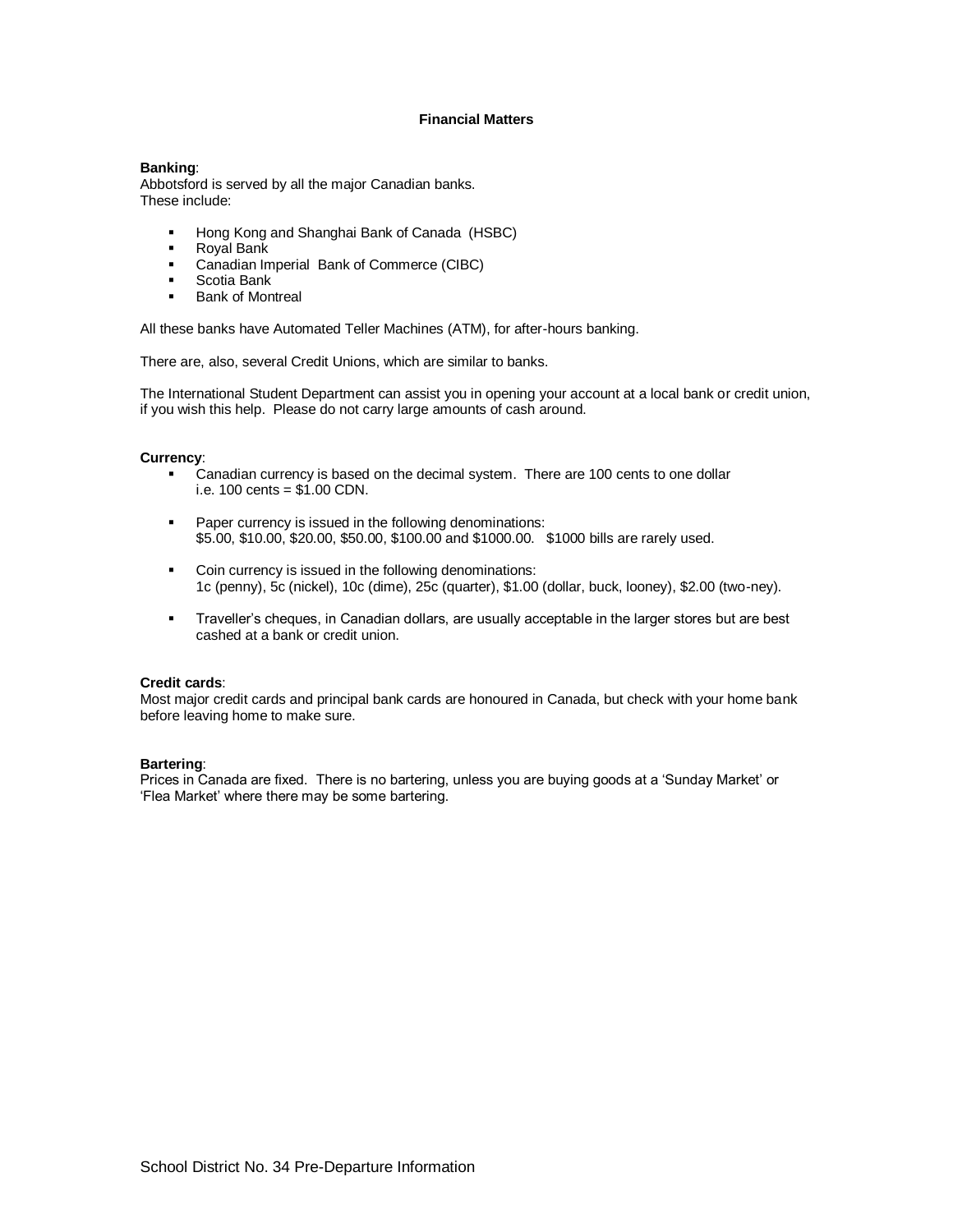## Financial Matters

**Banking**:
Abbotsford is served by all the major Canadian banks.
These include:

- Hong Kong and Shanghai Bank of Canada (HSBC)
- Royal Bank
- Canadian Imperial Bank of Commerce (CIBC)
- Scotia Bank
- Bank of Montreal

All these banks have Automated Teller Machines (ATM), for after-hours banking.

There are, also, several Credit Unions, which are similar to banks.

The International Student Department can assist you in opening your account at a local bank or credit union, if you wish this help. Please do not carry large amounts of cash around.

**Currency**:

- Canadian currency is based on the decimal system. There are 100 cents to one dollar i.e. 100 cents = $1.00 CDN.
- Paper currency is issued in the following denominations: $5.00, $10.00, $20.00, $50.00, $100.00 and $1000.00. $1000 bills are rarely used.
- Coin currency is issued in the following denominations: 1c (penny), 5c (nickel), 10c (dime), 25c (quarter), $1.00 (dollar, buck, looney), $2.00 (two-ney).
- Traveller's cheques, in Canadian dollars, are usually acceptable in the larger stores but are best cashed at a bank or credit union.

**Credit cards**:
Most major credit cards and principal bank cards are honoured in Canada, but check with your home bank before leaving home to make sure.

**Bartering**:
Prices in Canada are fixed. There is no bartering, unless you are buying goods at a 'Sunday Market' or 'Flea Market' where there may be some bartering.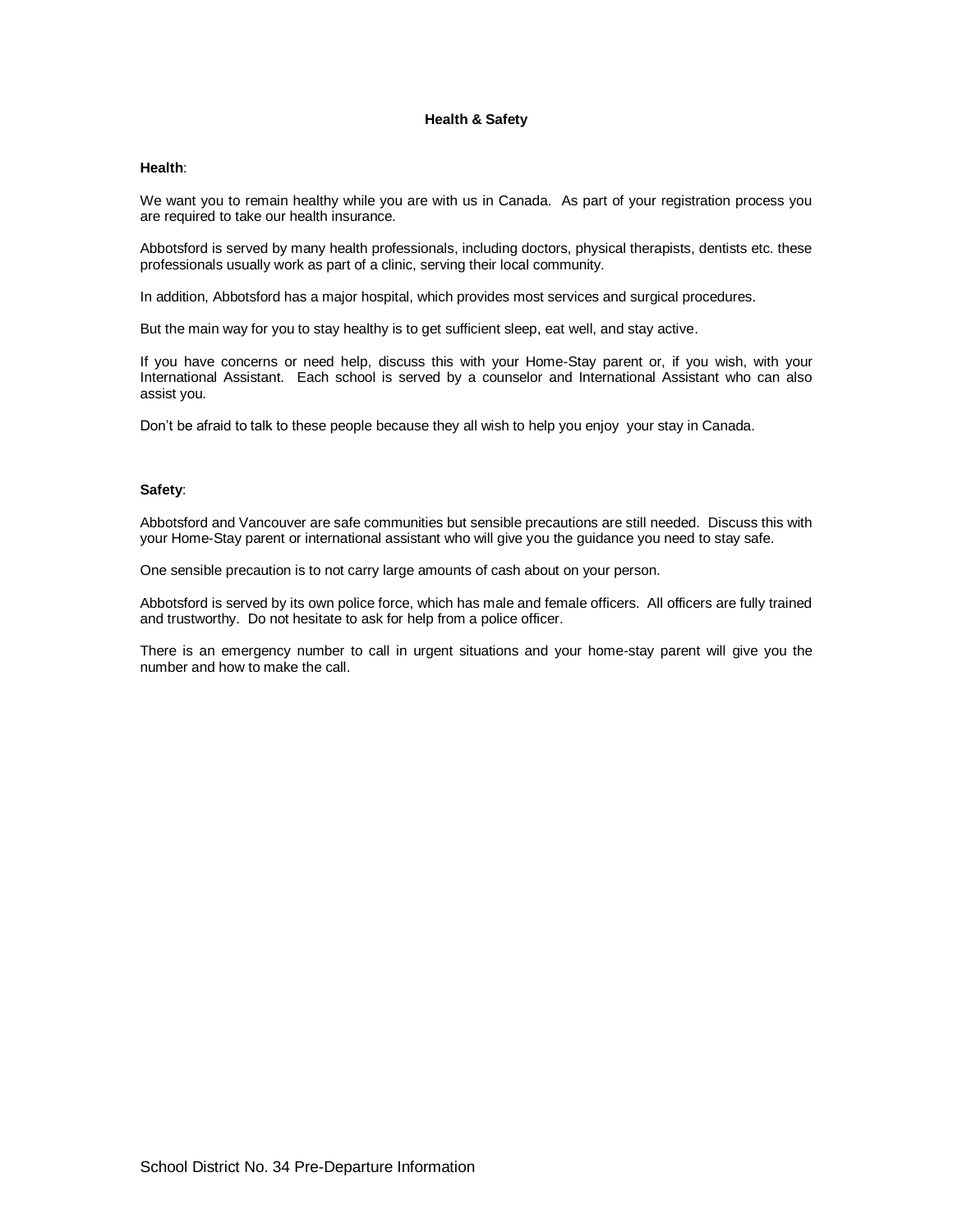## Health & Safety

**Health**:

We want you to remain healthy while you are with us in Canada. As part of your registration process you are required to take our health insurance.

Abbotsford is served by many health professionals, including doctors, physical therapists, dentists etc. these professionals usually work as part of a clinic, serving their local community.

In addition, Abbotsford has a major hospital, which provides most services and surgical procedures.

But the main way for you to stay healthy is to get sufficient sleep, eat well, and stay active.

If you have concerns or need help, discuss this with your Home-Stay parent or, if you wish, with your International Assistant. Each school is served by a counselor and International Assistant who can also assist you.

Don't be afraid to talk to these people because they all wish to help you enjoy your stay in Canada.

**Safety**:

Abbotsford and Vancouver are safe communities but sensible precautions are still needed. Discuss this with your Home-Stay parent or international assistant who will give you the guidance you need to stay safe.

One sensible precaution is to not carry large amounts of cash about on your person.

Abbotsford is served by its own police force, which has male and female officers. All officers are fully trained and trustworthy. Do not hesitate to ask for help from a police officer.

There is an emergency number to call in urgent situations and your home-stay parent will give you the number and how to make the call.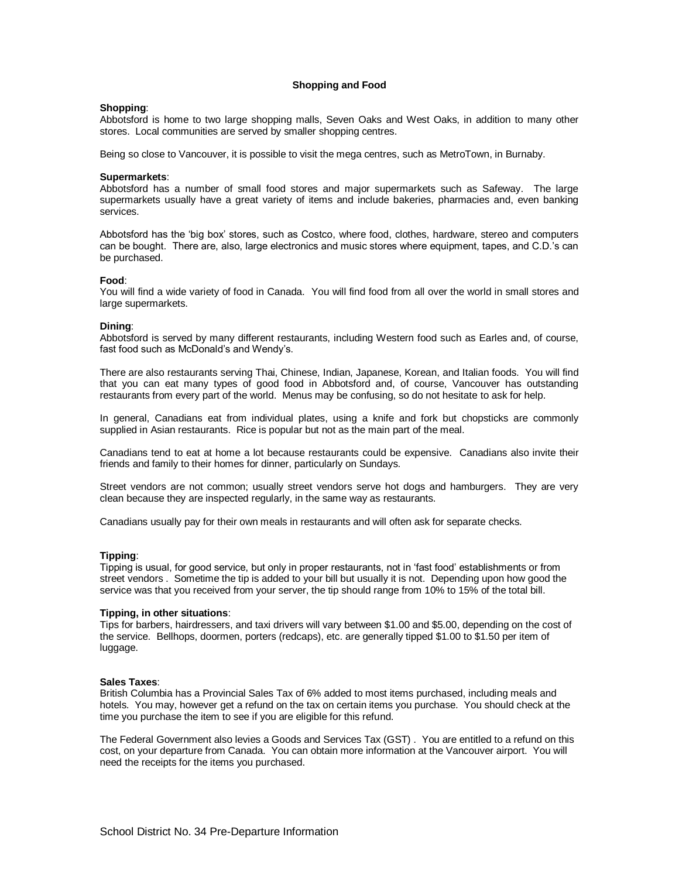## Shopping and Food

**Shopping**:
Abbotsford is home to two large shopping malls, Seven Oaks and West Oaks, in addition to many other stores. Local communities are served by smaller shopping centres.

Being so close to Vancouver, it is possible to visit the mega centres, such as MetroTown, in Burnaby.

**Supermarkets**:
Abbotsford has a number of small food stores and major supermarkets such as Safeway. The large supermarkets usually have a great variety of items and include bakeries, pharmacies and, even banking services.

Abbotsford has the 'big box' stores, such as Costco, where food, clothes, hardware, stereo and computers can be bought. There are, also, large electronics and music stores where equipment, tapes, and C.D.'s can be purchased.

**Food**:
You will find a wide variety of food in Canada. You will find food from all over the world in small stores and large supermarkets.

**Dining**:
Abbotsford is served by many different restaurants, including Western food such as Earles and, of course, fast food such as McDonald's and Wendy's.

There are also restaurants serving Thai, Chinese, Indian, Japanese, Korean, and Italian foods. You will find that you can eat many types of good food in Abbotsford and, of course, Vancouver has outstanding restaurants from every part of the world. Menus may be confusing, so do not hesitate to ask for help.

In general, Canadians eat from individual plates, using a knife and fork but chopsticks are commonly supplied in Asian restaurants. Rice is popular but not as the main part of the meal.

Canadians tend to eat at home a lot because restaurants could be expensive. Canadians also invite their friends and family to their homes for dinner, particularly on Sundays.

Street vendors are not common; usually street vendors serve hot dogs and hamburgers. They are very clean because they are inspected regularly, in the same way as restaurants.

Canadians usually pay for their own meals in restaurants and will often ask for separate checks.

**Tipping**:
Tipping is usual, for good service, but only in proper restaurants, not in 'fast food' establishments or from street vendors . Sometime the tip is added to your bill but usually it is not. Depending upon how good the service was that you received from your server, the tip should range from 10% to 15% of the total bill.

**Tipping, in other situations**:
Tips for barbers, hairdressers, and taxi drivers will vary between $1.00 and $5.00, depending on the cost of the service. Bellhops, doormen, porters (redcaps), etc. are generally tipped $1.00 to $1.50 per item of luggage.

**Sales Taxes**:
British Columbia has a Provincial Sales Tax of 6% added to most items purchased, including meals and hotels. You may, however get a refund on the tax on certain items you purchase. You should check at the time you purchase the item to see if you are eligible for this refund.

The Federal Government also levies a Goods and Services Tax (GST) . You are entitled to a refund on this cost, on your departure from Canada. You can obtain more information at the Vancouver airport. You will need the receipts for the items you purchased.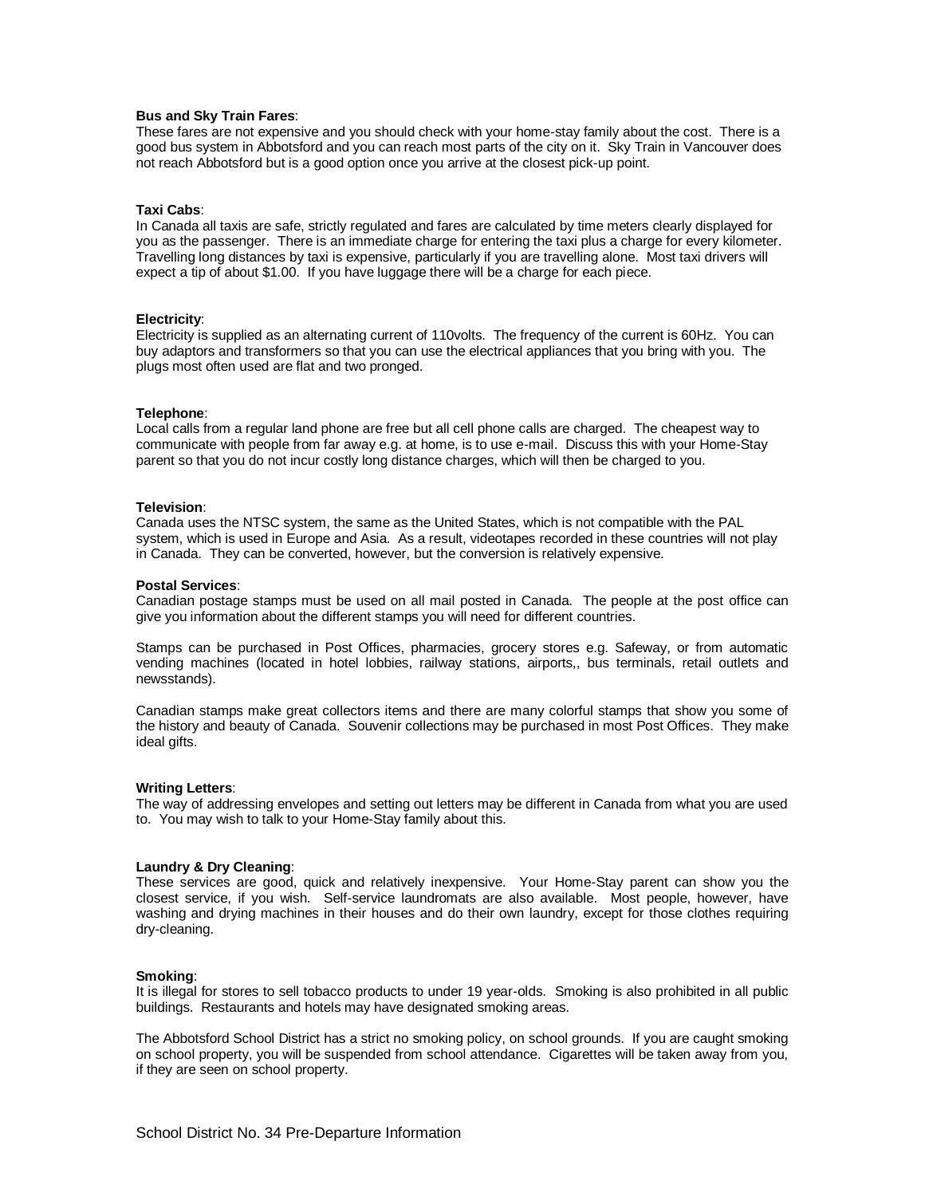**Bus and Sky Train Fares**:
These fares are not expensive and you should check with your home-stay family about the cost. There is a good bus system in Abbotsford and you can reach most parts of the city on it. Sky Train in Vancouver does not reach Abbotsford but is a good option once you arrive at the closest pick-up point.

**Taxi Cabs**:
In Canada all taxis are safe, strictly regulated and fares are calculated by time meters clearly displayed for you as the passenger. There is an immediate charge for entering the taxi plus a charge for every kilometer. Travelling long distances by taxi is expensive, particularly if you are travelling alone. Most taxi drivers will expect a tip of about $1.00. If you have luggage there will be a charge for each piece.

**Electricity**:
Electricity is supplied as an alternating current of 110volts. The frequency of the current is 60Hz. You can buy adaptors and transformers so that you can use the electrical appliances that you bring with you. The plugs most often used are flat and two pronged.

**Telephone**:
Local calls from a regular land phone are free but all cell phone calls are charged. The cheapest way to communicate with people from far away e.g. at home, is to use e-mail. Discuss this with your Home-Stay parent so that you do not incur costly long distance charges, which will then be charged to you.

**Television**:
Canada uses the NTSC system, the same as the United States, which is not compatible with the PAL system, which is used in Europe and Asia. As a result, videotapes recorded in these countries will not play in Canada. They can be converted, however, but the conversion is relatively expensive.

**Postal Services**:
Canadian postage stamps must be used on all mail posted in Canada. The people at the post office can give you information about the different stamps you will need for different countries.

Stamps can be purchased in Post Offices, pharmacies, grocery stores e.g. Safeway, or from automatic vending machines (located in hotel lobbies, railway stations, airports,, bus terminals, retail outlets and newsstands).

Canadian stamps make great collectors items and there are many colorful stamps that show you some of the history and beauty of Canada. Souvenir collections may be purchased in most Post Offices. They make ideal gifts.

**Writing Letters**:
The way of addressing envelopes and setting out letters may be different in Canada from what you are used to. You may wish to talk to your Home-Stay family about this.

**Laundry & Dry Cleaning**:
These services are good, quick and relatively inexpensive. Your Home-Stay parent can show you the closest service, if you wish. Self-service laundromats are also available. Most people, however, have washing and drying machines in their houses and do their own laundry, except for those clothes requiring dry-cleaning.

**Smoking**:
It is illegal for stores to sell tobacco products to under 19 year-olds. Smoking is also prohibited in all public buildings. Restaurants and hotels may have designated smoking areas.

The Abbotsford School District has a strict no smoking policy, on school grounds. If you are caught smoking on school property, you will be suspended from school attendance. Cigarettes will be taken away from you, if they are seen on school property.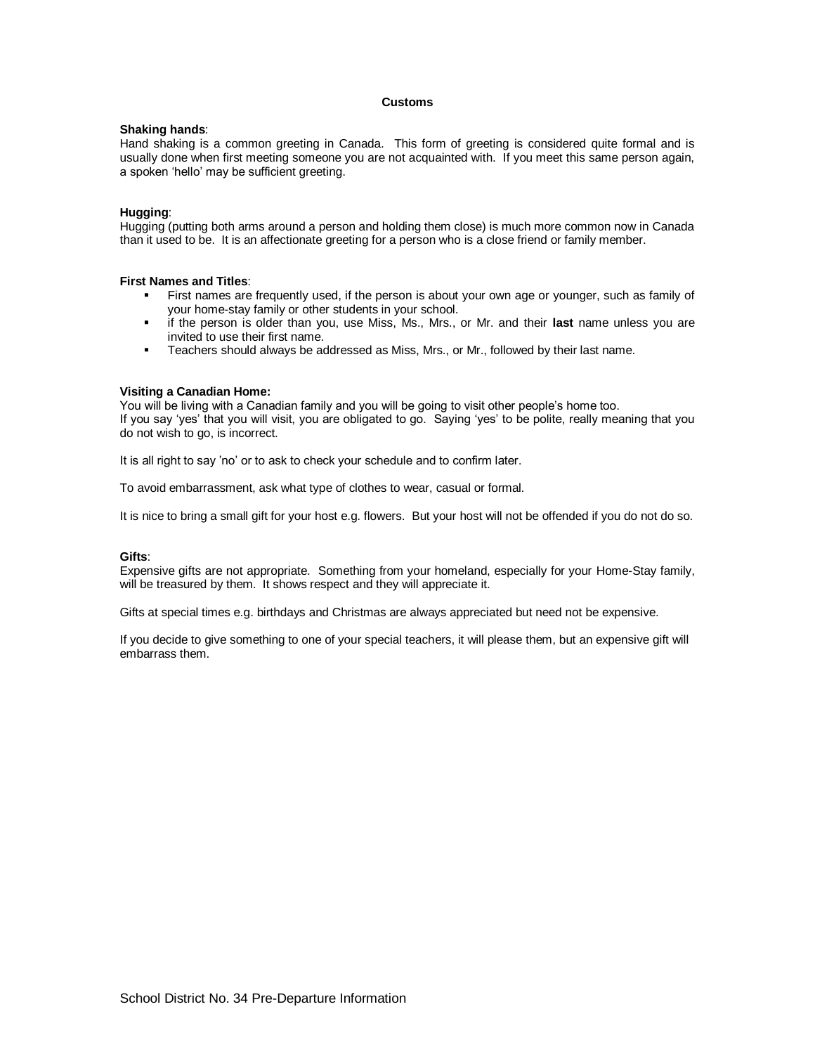## Customs

**Shaking hands**:
Hand shaking is a common greeting in Canada. This form of greeting is considered quite formal and is usually done when first meeting someone you are not acquainted with. If you meet this same person again, a spoken 'hello' may be sufficient greeting.

**Hugging**:
Hugging (putting both arms around a person and holding them close) is much more common now in Canada than it used to be. It is an affectionate greeting for a person who is a close friend or family member.

**First Names and Titles**:

- First names are frequently used, if the person is about your own age or younger, such as family of your home-stay family or other students in your school.
- if the person is older than you, use Miss, Ms., Mrs., or Mr. and their **last** name unless you are invited to use their first name.
- Teachers should always be addressed as Miss, Mrs., or Mr., followed by their last name.

**Visiting a Canadian Home:**
You will be living with a Canadian family and you will be going to visit other people's home too.
If you say 'yes' that you will visit, you are obligated to go. Saying 'yes' to be polite, really meaning that you do not wish to go, is incorrect.

It is all right to say 'no' or to ask to check your schedule and to confirm later.

To avoid embarrassment, ask what type of clothes to wear, casual or formal.

It is nice to bring a small gift for your host e.g. flowers. But your host will not be offended if you do not do so.

**Gifts**:
Expensive gifts are not appropriate. Something from your homeland, especially for your Home-Stay family, will be treasured by them. It shows respect and they will appreciate it.

Gifts at special times e.g. birthdays and Christmas are always appreciated but need not be expensive.

If you decide to give something to one of your special teachers, it will please them, but an expensive gift will embarrass them.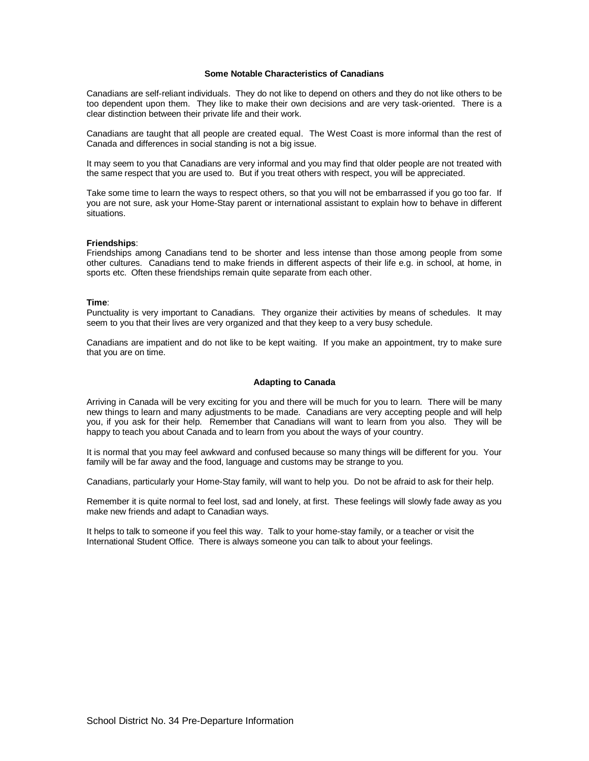## Some Notable Characteristics of Canadians

Canadians are self-reliant individuals. They do not like to depend on others and they do not like others to be too dependent upon them. They like to make their own decisions and are very task-oriented. There is a clear distinction between their private life and their work.

Canadians are taught that all people are created equal. The West Coast is more informal than the rest of Canada and differences in social standing is not a big issue.

It may seem to you that Canadians are very informal and you may find that older people are not treated with the same respect that you are used to. But if you treat others with respect, you will be appreciated.

Take some time to learn the ways to respect others, so that you will not be embarrassed if you go too far. If you are not sure, ask your Home-Stay parent or international assistant to explain how to behave in different situations.

**Friendships**:
Friendships among Canadians tend to be shorter and less intense than those among people from some other cultures. Canadians tend to make friends in different aspects of their life e.g. in school, at home, in sports etc. Often these friendships remain quite separate from each other.

**Time**:
Punctuality is very important to Canadians. They organize their activities by means of schedules. It may seem to you that their lives are very organized and that they keep to a very busy schedule.

Canadians are impatient and do not like to be kept waiting. If you make an appointment, try to make sure that you are on time.

## Adapting to Canada

Arriving in Canada will be very exciting for you and there will be much for you to learn. There will be many new things to learn and many adjustments to be made. Canadians are very accepting people and will help you, if you ask for their help. Remember that Canadians will want to learn from you also. They will be happy to teach you about Canada and to learn from you about the ways of your country.

It is normal that you may feel awkward and confused because so many things will be different for you. Your family will be far away and the food, language and customs may be strange to you.

Canadians, particularly your Home-Stay family, will want to help you. Do not be afraid to ask for their help.

Remember it is quite normal to feel lost, sad and lonely, at first. These feelings will slowly fade away as you make new friends and adapt to Canadian ways.

It helps to talk to someone if you feel this way. Talk to your home-stay family, or a teacher or visit the International Student Office. There is always someone you can talk to about your feelings.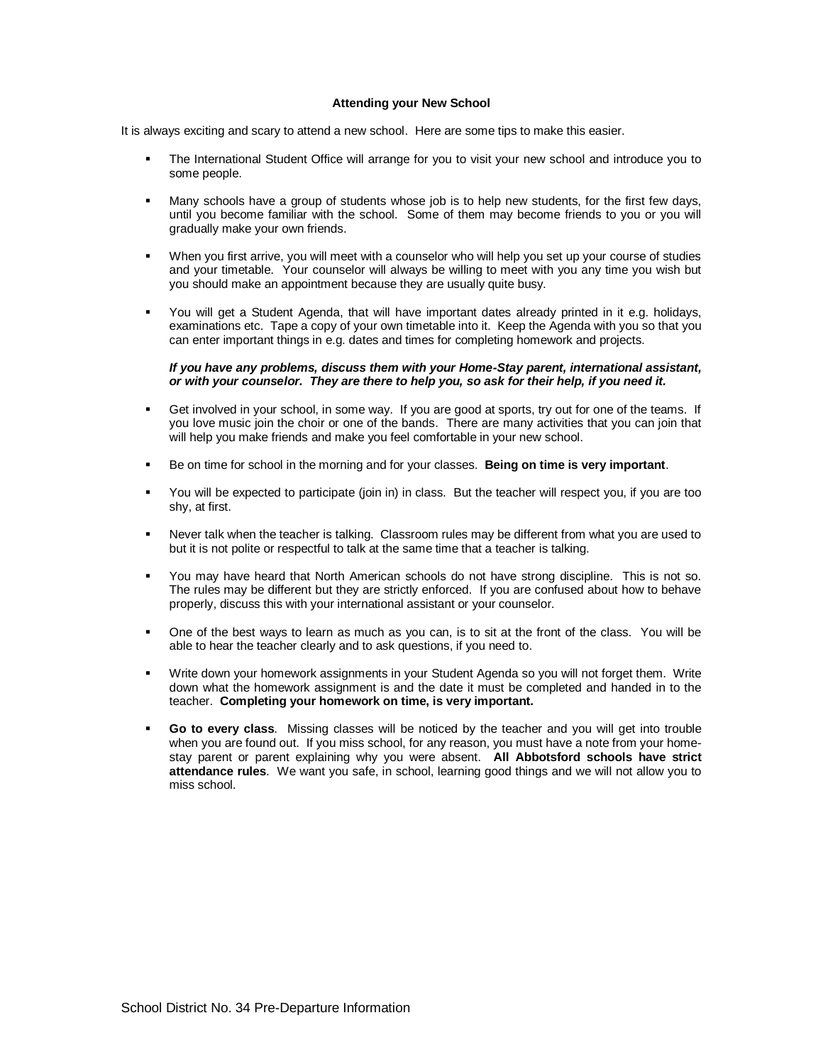### Attending your New School

It is always exciting and scary to attend a new school. Here are some tips to make this easier.

- The International Student Office will arrange for you to visit your new school and introduce you to some people.
- Many schools have a group of students whose job is to help new students, for the first few days, until you become familiar with the school. Some of them may become friends to you or you will gradually make your own friends.
- When you first arrive, you will meet with a counselor who will help you set up your course of studies and your timetable. Your counselor will always be willing to meet with you any time you wish but you should make an appointment because they are usually quite busy.
- You will get a Student Agenda, that will have important dates already printed in it e.g. holidays, examinations etc. Tape a copy of your own timetable into it. Keep the Agenda with you so that you can enter important things in e.g. dates and times for completing homework and projects.

***If you have any problems, discuss them with your Home-Stay parent, international assistant, or with your counselor. They are there to help you, so ask for their help, if you need it.***

- Get involved in your school, in some way. If you are good at sports, try out for one of the teams. If you love music join the choir or one of the bands. There are many activities that you can join that will help you make friends and make you feel comfortable in your new school.
- Be on time for school in the morning and for your classes. **Being on time is very important**.
- You will be expected to participate (join in) in class. But the teacher will respect you, if you are too shy, at first.
- Never talk when the teacher is talking. Classroom rules may be different from what you are used to but it is not polite or respectful to talk at the same time that a teacher is talking.
- You may have heard that North American schools do not have strong discipline. This is not so. The rules may be different but they are strictly enforced. If you are confused about how to behave properly, discuss this with your international assistant or your counselor.
- One of the best ways to learn as much as you can, is to sit at the front of the class. You will be able to hear the teacher clearly and to ask questions, if you need to.
- Write down your homework assignments in your Student Agenda so you will not forget them. Write down what the homework assignment is and the date it must be completed and handed in to the teacher. **Completing your homework on time, is very important.**
- **Go to every class**. Missing classes will be noticed by the teacher and you will get into trouble when you are found out. If you miss school, for any reason, you must have a note from your home-stay parent or parent explaining why you were absent. **All Abbotsford schools have strict attendance rules**. We want you safe, in school, learning good things and we will not allow you to miss school.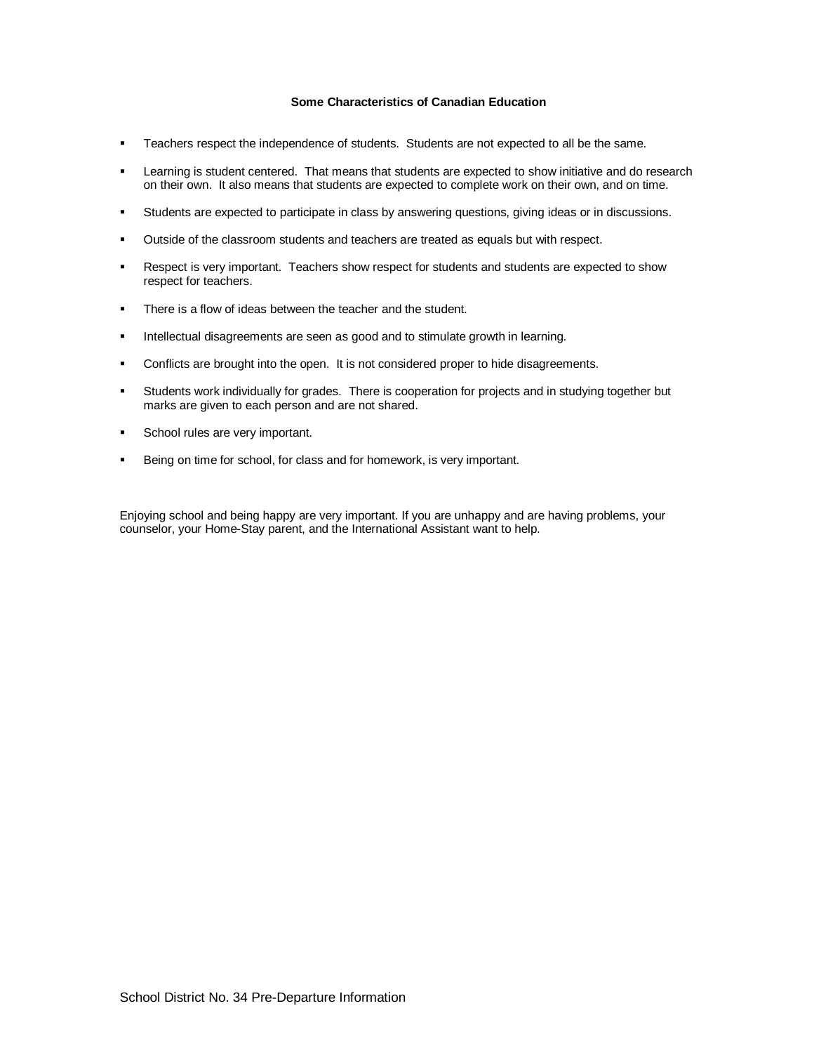**Some Characteristics of Canadian Education**

- Teachers respect the independence of students. Students are not expected to all be the same.
- Learning is student centered. That means that students are expected to show initiative and do research on their own. It also means that students are expected to complete work on their own, and on time.
- Students are expected to participate in class by answering questions, giving ideas or in discussions.
- Outside of the classroom students and teachers are treated as equals but with respect.
- Respect is very important. Teachers show respect for students and students are expected to show respect for teachers.
- There is a flow of ideas between the teacher and the student.
- Intellectual disagreements are seen as good and to stimulate growth in learning.
- Conflicts are brought into the open. It is not considered proper to hide disagreements.
- Students work individually for grades. There is cooperation for projects and in studying together but marks are given to each person and are not shared.
- School rules are very important.
- Being on time for school, for class and for homework, is very important.

Enjoying school and being happy are very important. If you are unhappy and are having problems, your counselor, your Home-Stay parent, and the International Assistant want to help.